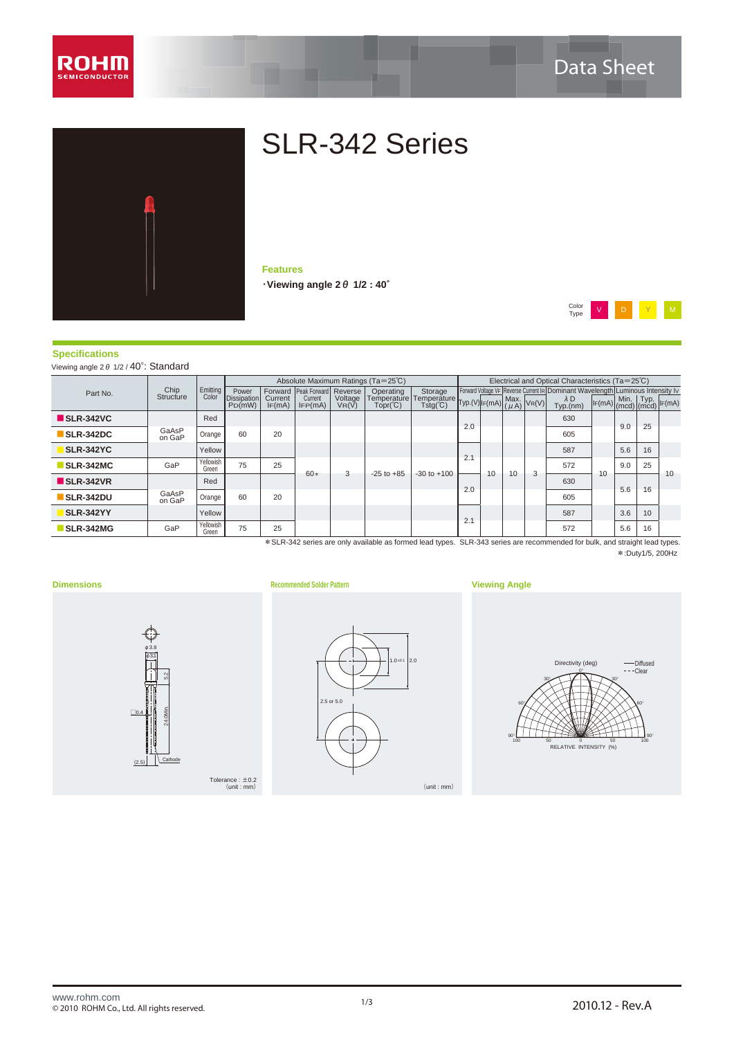Data Sheet

# SLR-342 Series

### Features

・Viewing angle 2θ 1/2 : 40°

Color Type: V D Y M

## Specifications

Viewing angle 2θ 1/2 / 40°: Standard

| Part No. | Chip Structure | Emitting Color | Absolute Maximum Ratings (Ta=25℃) | | | | | | Electrical and Optical Characteristics (Ta=25℃) | | | | | | | | | |
|---|---|---|---|---|---|---|---|---|---|---|---|---|---|---|---|---|---|
| | | | Power Dissipation PD(mW) | Forward Current IF(mA) | Peak Forward Current IFP(mA) | Reverse Voltage VR(V) | Operating Temperature Topr(℃) | Storage Temperature Tstg(℃) | Forward Voltage VF Typ.(V) | IF(mA) | Reverse Current IR Max. (μA) | VR(V) | Dominant Wavelength λD Typ.(nm) | IF(mA) | Luminous Intensity Iv Min. (mcd) | Typ. (mcd) | IF(mA) |
| SLR-342VC | GaAsP on GaP | Red | 60 | 20 | 60* | 3 | -25 to +85 | -30 to +100 | 2.0 | 10 | 10 | 3 | 630 | 10 | 9.0 | 25 | 10 |
| SLR-342DC | GaAsP on GaP | Orange | 60 | 20 | 60* | 3 | -25 to +85 | -30 to +100 | 2.0 | 10 | 10 | 3 | 605 | 10 | 9.0 | 25 | 10 |
| SLR-342YC | GaAsP on GaP | Yellow | 60 | 20 | 60* | 3 | -25 to +85 | -30 to +100 | 2.1 | 10 | 10 | 3 | 587 | 10 | 5.6 | 16 | 10 |
| SLR-342MC | GaP | Yellowish Green | 75 | 25 | 60* | 3 | -25 to +85 | -30 to +100 | 2.1 | 10 | 10 | 3 | 572 | 10 | 9.0 | 25 | 10 |
| SLR-342VR | GaAsP on GaP | Red | 60 | 20 | 60* | 3 | -25 to +85 | -30 to +100 | 2.0 | 10 | 10 | 3 | 630 | 10 | 5.6 | 16 | 10 |
| SLR-342DU | GaAsP on GaP | Orange | 60 | 20 | 60* | 3 | -25 to +85 | -30 to +100 | 2.0 | 10 | 10 | 3 | 605 | 10 | 5.6 | 16 | 10 |
| SLR-342YY | GaAsP on GaP | Yellow | 60 | 20 | 60* | 3 | -25 to +85 | -30 to +100 | 2.1 | 10 | 10 | 3 | 587 | 10 | 3.6 | 10 | 10 |
| SLR-342MG | GaP | Yellowish Green | 75 | 25 | 60* | 3 | -25 to +85 | -30 to +100 | 2.1 | 10 | 10 | 3 | 572 | 10 | 5.6 | 16 | 10 |

*SLR-342 series are only available as formed lead types. SLR-343 series are recommended for bulk, and straight lead types.

*:Duty1/5, 200Hz

### Dimensions

φ3.8
φ3.1
5.2
□0.4
24.0Min.
(2.5)
Cathode

Tolerance : ±0.2
(unit : mm)

### Recommended Solder Pattern

1.0±0.1
2.0
2.5 or 5.0

(unit : mm)

### Viewing Angle

Directivity (deg)
— Diffused
- - - Clear
0°, 30°, 60°, 90°
100, 50, 0, 50, 100
RELATIVE INTENSITY (%)

www.rohm.com
© 2010 ROHM Co., Ltd. All rights reserved.

2010.12 - Rev.A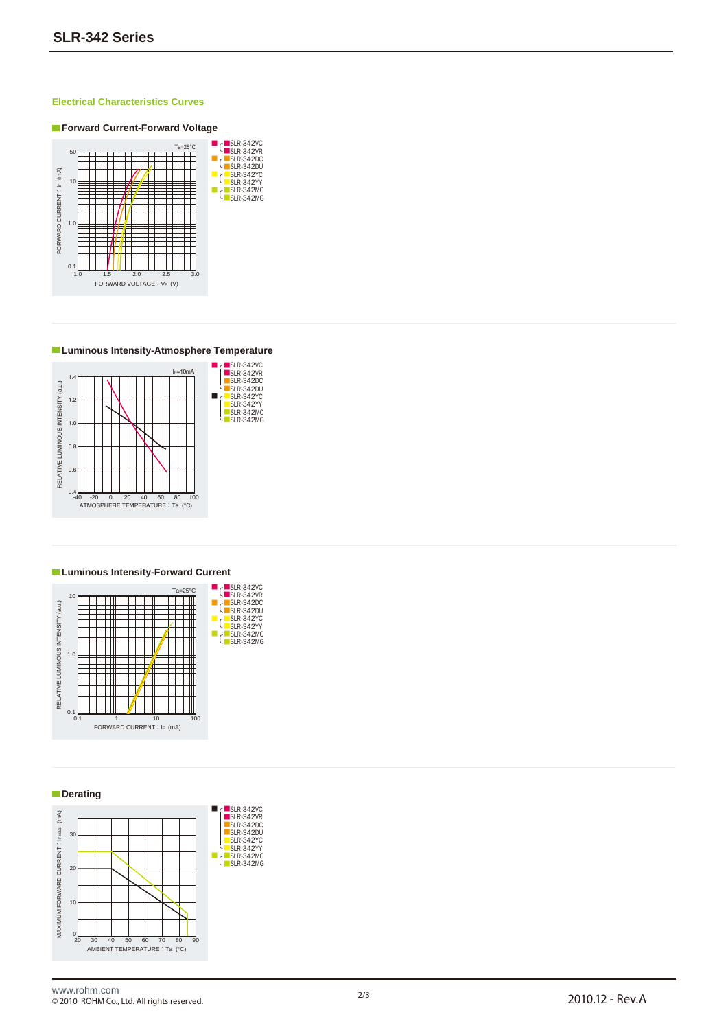## Electrical Characteristics Curves

### Forward Current-Forward Voltage

Ta=25°C

FORWARD CURRENT : $I_F$ (mA)

FORWARD VOLTAGE : $V_F$ (V)

- SLR-342VC / SLR-342VR
- SLR-342DC / SLR-342DU
- SLR-342YC / SLR-342YY
- SLR-342MC / SLR-342MG

### Luminous Intensity-Atmosphere Temperature

$I_F$=10mA

RELATIVE LUMINOUS INTENSITY (a.u.)

ATMOSPHERE TEMPERATURE : Ta (°C)

- SLR-342VC / SLR-342VR / SLR-342DC / SLR-342DU
- SLR-342YC / SLR-342YY / SLR-342MC / SLR-342MG

### Luminous Intensity-Forward Current

Ta=25°C

RELATIVE LUMINOUS INTENSITY (a.u.)

FORWARD CURRENT : $I_F$ (mA)

- SLR-342VC / SLR-342VR
- SLR-342DC / SLR-342DU
- SLR-342YC / SLR-342YY
- SLR-342MC / SLR-342MG

### Derating

MAXIMUM FORWARD CURRENT : $I_{F\ MAX.}$ (mA)

AMBIENT TEMPERATURE : Ta (°C)

- SLR-342VC / SLR-342VR / SLR-342DC / SLR-342DU / SLR-342YC / SLR-342YY
- SLR-342MC / SLR-342MG

www.rohm.com
© 2010 ROHM Co., Ltd. All rights reserved.

2010.12 - Rev.A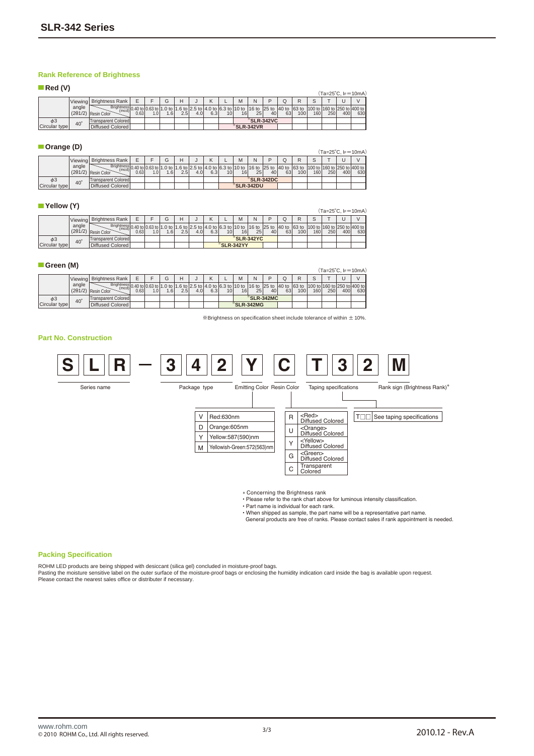## Rank Reference of Brightness

### Red (V)

(Ta=25°C, $I_F$=10mA)

| | Viewing angle (2θ1/2) | Brightness Rank | E | F | G | H | J | K | L | M | N | P | Q | R | S | T | U | V |
|---|---|---|---|---|---|---|---|---|---|---|---|---|---|---|---|---|---|---|
| | | Resin Color / Brightness (mcd) | 0.40 to 0.63 | 0.63 to 1.0 | 1.0 to 1.6 | 1.6 to 2.5 | 2.5 to 4.0 | 4.0 to 6.3 | 6.3 to 10 | 10 to 16 | 16 to 25 | 25 to 40 | 40 to 63 | 63 to 100 | 100 to 160 | 160 to 250 | 250 to 400 | 400 to 630 |
| φ3 Circular type | 40° | Transparent Colored | | | | | | | | | *SLR-342VC | *SLR-342VC | | | | | | |
| | | Diffused Colored | | | | | | | | *SLR-342VR | *SLR-342VR | | | | | | | |

### Orange (D)

(Ta=25°C, $I_F$=10mA)

| | Viewing angle (2θ1/2) | Brightness Rank | E | F | G | H | J | K | L | M | N | P | Q | R | S | T | U | V |
|---|---|---|---|---|---|---|---|---|---|---|---|---|---|---|---|---|---|---|
| | | Resin Color / Brightness (mcd) | 0.40 to 0.63 | 0.63 to 1.0 | 1.0 to 1.6 | 1.6 to 2.5 | 2.5 to 4.0 | 4.0 to 6.3 | 6.3 to 10 | 10 to 16 | 16 to 25 | 25 to 40 | 40 to 63 | 63 to 100 | 100 to 160 | 160 to 250 | 250 to 400 | 400 to 630 |
| φ3 Circular type | 40° | Transparent Colored | | | | | | | | | *SLR-342DC | *SLR-342DC | | | | | | |
| | | Diffused Colored | | | | | | | | *SLR-342DU | *SLR-342DU | | | | | | | |

### Yellow (Y)

(Ta=25°C, $I_F$=10mA)

| | Viewing angle (2θ1/2) | Brightness Rank | E | F | G | H | J | K | L | M | N | P | Q | R | S | T | U | V |
|---|---|---|---|---|---|---|---|---|---|---|---|---|---|---|---|---|---|---|
| | | Resin Color / Brightness (mcd) | 0.40 to 0.63 | 0.63 to 1.0 | 1.0 to 1.6 | 1.6 to 2.5 | 2.5 to 4.0 | 4.0 to 6.3 | 6.3 to 10 | 10 to 16 | 16 to 25 | 25 to 40 | 40 to 63 | 63 to 100 | 100 to 160 | 160 to 250 | 250 to 400 | 400 to 630 |
| φ3 Circular type | 40° | Transparent Colored | | | | | | | | *SLR-342YC | *SLR-342YC | | | | | | | |
| | | Diffused Colored | | | | | | | *SLR-342YY | *SLR-342YY | | | | | | | | |

### Green (M)

(Ta=25°C, $I_F$=10mA)

| | Viewing angle (2θ1/2) | Brightness Rank | E | F | G | H | J | K | L | M | N | P | Q | R | S | T | U | V |
|---|---|---|---|---|---|---|---|---|---|---|---|---|---|---|---|---|---|---|
| | | Resin Color / Brightness (mcd) | 0.40 to 0.63 | 0.63 to 1.0 | 1.0 to 1.6 | 1.6 to 2.5 | 2.5 to 4.0 | 4.0 to 6.3 | 6.3 to 10 | 10 to 16 | 16 to 25 | 25 to 40 | 40 to 63 | 63 to 100 | 100 to 160 | 160 to 250 | 250 to 400 | 400 to 630 |
| φ3 Circular type | 40° | Transparent Colored | | | | | | | | | *SLR-342MC | *SLR-342MC | | | | | | |
| | | Diffused Colored | | | | | | | | *SLR-342MG | *SLR-342MG | | | | | | | |

※Brightness on specification sheet include tolerance of within ±10%.

## Part No. Construction

**S L R — 3 4 2 Y C T 3 2 M**

- S L R: Series name
- 3 4 2: Package type
- Y: Emitting Color
- C: Resin Color
- T 3 2: Taping specifications
- M: Rank sign (Brightness Rank)*

**Emitting Color**

| | |
|---|---|
| V | Red:630nm |
| D | Orange:605nm |
| Y | Yellow:587(590)nm |
| M | Yellowish-Green:572(563)nm |

**Resin Color**

| | |
|---|---|
| R | <Red> Diffused Colored |
| U | <Orange> Diffused Colored |
| Y | <Yellow> Diffused Colored |
| G | <Green> Diffused Colored |
| C | Transparent Colored |

**Taping specifications**

| | |
|---|---|
| T□□ | See taping specifications |

* Concerning the Brightness rank
- Please refer to the rank chart above for luminous intensity classification.
- Part name is individual for each rank.
- When shipped as sample, the part name will be a representative part name. General products are free of ranks. Please contact sales if rank appointment is needed.

## Packing Specification

ROHM LED products are being shipped with desiccant (silica gel) concluded in moisture-proof bags.
Pasting the moisture sensitive label on the outer surface of the moisture-proof bags or enclosing the humidity indication card inside the bag is available upon request.
Please contact the nearest sales office or distributer if necessary.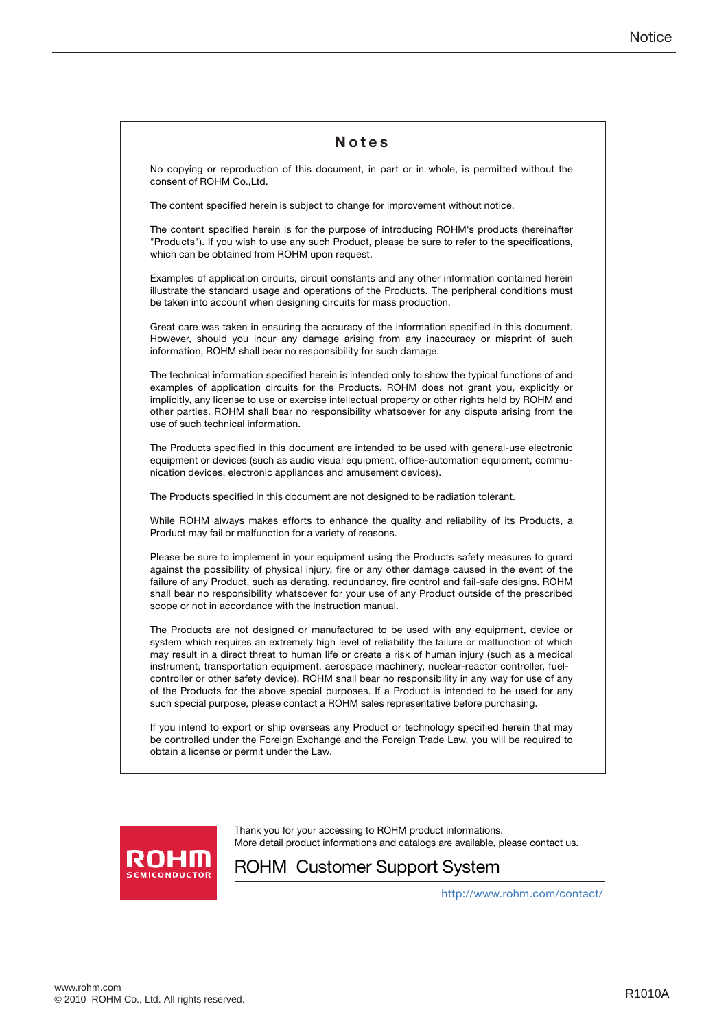## Notes

No copying or reproduction of this document, in part or in whole, is permitted without the consent of ROHM Co.,Ltd.

The content specified herein is subject to change for improvement without notice.

The content specified herein is for the purpose of introducing ROHM's products (hereinafter "Products"). If you wish to use any such Product, please be sure to refer to the specifications, which can be obtained from ROHM upon request.

Examples of application circuits, circuit constants and any other information contained herein illustrate the standard usage and operations of the Products. The peripheral conditions must be taken into account when designing circuits for mass production.

Great care was taken in ensuring the accuracy of the information specified in this document. However, should you incur any damage arising from any inaccuracy or misprint of such information, ROHM shall bear no responsibility for such damage.

The technical information specified herein is intended only to show the typical functions of and examples of application circuits for the Products. ROHM does not grant you, explicitly or implicitly, any license to use or exercise intellectual property or other rights held by ROHM and other parties. ROHM shall bear no responsibility whatsoever for any dispute arising from the use of such technical information.

The Products specified in this document are intended to be used with general-use electronic equipment or devices (such as audio visual equipment, office-automation equipment, communication devices, electronic appliances and amusement devices).

The Products specified in this document are not designed to be radiation tolerant.

While ROHM always makes efforts to enhance the quality and reliability of its Products, a Product may fail or malfunction for a variety of reasons.

Please be sure to implement in your equipment using the Products safety measures to guard against the possibility of physical injury, fire or any other damage caused in the event of the failure of any Product, such as derating, redundancy, fire control and fail-safe designs. ROHM shall bear no responsibility whatsoever for your use of any Product outside of the prescribed scope or not in accordance with the instruction manual.

The Products are not designed or manufactured to be used with any equipment, device or system which requires an extremely high level of reliability the failure or malfunction of which may result in a direct threat to human life or create a risk of human injury (such as a medical instrument, transportation equipment, aerospace machinery, nuclear-reactor controller, fuel-controller or other safety device). ROHM shall bear no responsibility in any way for use of any of the Products for the above special purposes. If a Product is intended to be used for any such special purpose, please contact a ROHM sales representative before purchasing.

If you intend to export or ship overseas any Product or technology specified herein that may be controlled under the Foreign Exchange and the Foreign Trade Law, you will be required to obtain a license or permit under the Law.

ROHM SEMICONDUCTOR

Thank you for your accessing to ROHM product informations.
More detail product informations and catalogs are available, please contact us.

## ROHM Customer Support System

http://www.rohm.com/contact/

www.rohm.com
© 2010 ROHM Co., Ltd. All rights reserved.

R1010A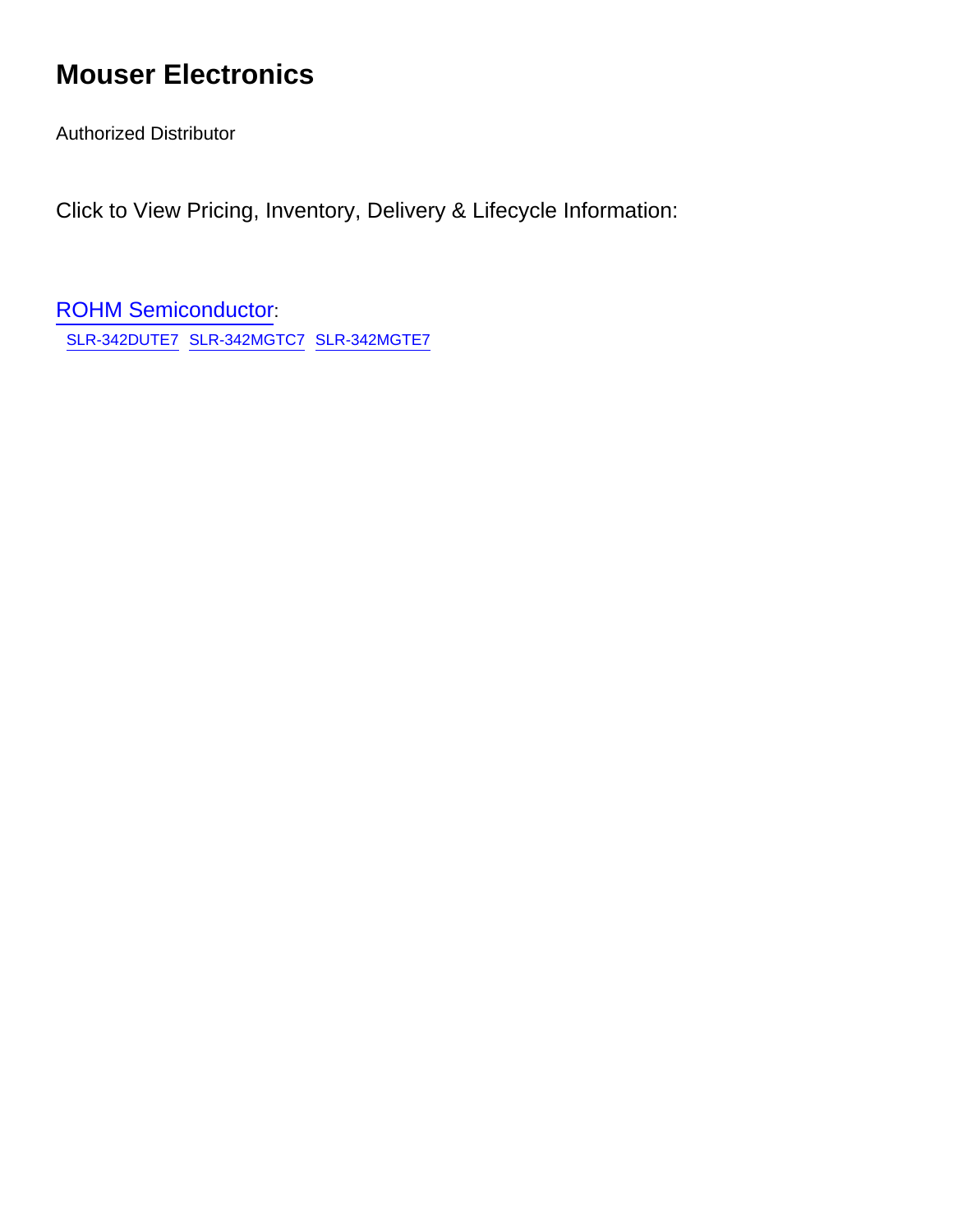# Mouser Electronics

Authorized Distributor

Click to View Pricing, Inventory, Delivery & Lifecycle Information:

ROHM Semiconductor:

SLR-342DUTE7 SLR-342MGTC7 SLR-342MGTE7